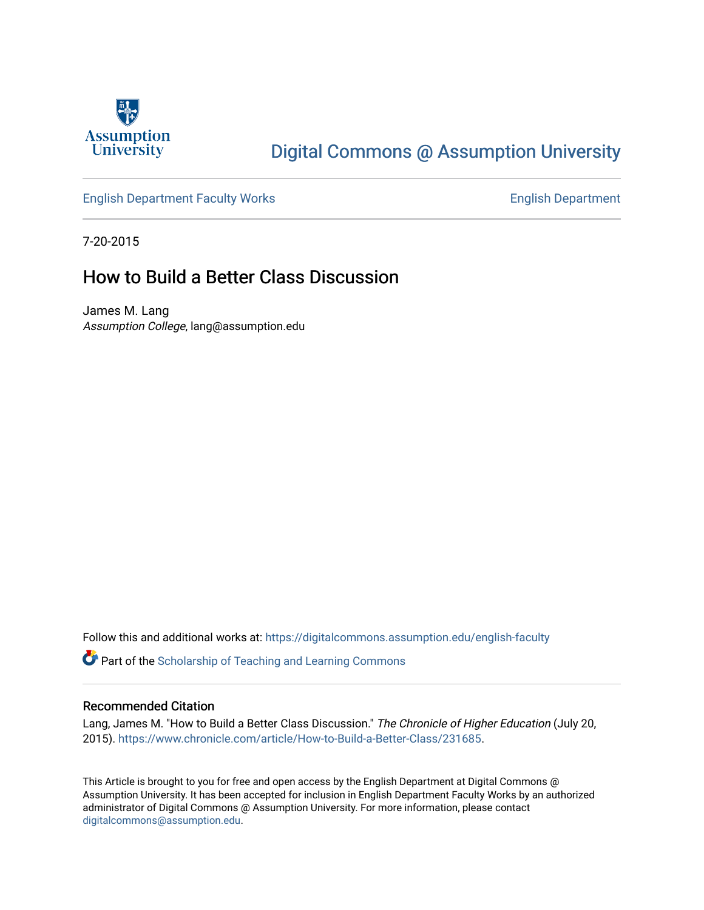Assumption University

# Digital Commons @ Assumption University

English Department Faculty Works

English Department

7-20-2015

## How to Build a Better Class Discussion

James M. Lang
*Assumption College*, lang@assumption.edu

Follow this and additional works at: https://digitalcommons.assumption.edu/english-faculty

Part of the Scholarship of Teaching and Learning Commons

### Recommended Citation

Lang, James M. "How to Build a Better Class Discussion." *The Chronicle of Higher Education* (July 20, 2015). https://www.chronicle.com/article/How-to-Build-a-Better-Class/231685.

This Article is brought to you for free and open access by the English Department at Digital Commons @ Assumption University. It has been accepted for inclusion in English Department Faculty Works by an authorized administrator of Digital Commons @ Assumption University. For more information, please contact digitalcommons@assumption.edu.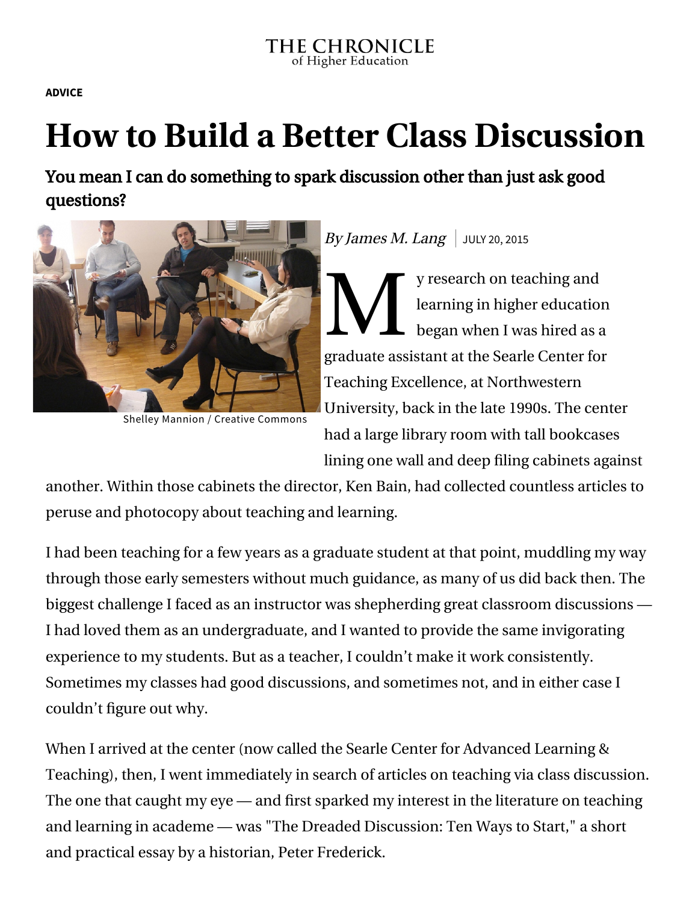THE CHRONICLE of Higher Education

**ADVICE**

# How to Build a Better Class Discussion

## You mean I can do something to spark discussion other than just ask good questions?

Shelley Mannion / Creative Commons

*By James M. Lang* | JULY 20, 2015

My research on teaching and learning in higher education began when I was hired as a graduate assistant at the Searle Center for Teaching Excellence, at Northwestern University, back in the late 1990s. The center had a large library room with tall bookcases lining one wall and deep filing cabinets against another. Within those cabinets the director, Ken Bain, had collected countless articles to peruse and photocopy about teaching and learning.

I had been teaching for a few years as a graduate student at that point, muddling my way through those early semesters without much guidance, as many of us did back then. The biggest challenge I faced as an instructor was shepherding great classroom discussions — I had loved them as an undergraduate, and I wanted to provide the same invigorating experience to my students. But as a teacher, I couldn't make it work consistently. Sometimes my classes had good discussions, and sometimes not, and in either case I couldn't figure out why.

When I arrived at the center (now called the Searle Center for Advanced Learning & Teaching), then, I went immediately in search of articles on teaching via class discussion. The one that caught my eye — and first sparked my interest in the literature on teaching and learning in academe — was "The Dreaded Discussion: Ten Ways to Start," a short and practical essay by a historian, Peter Frederick.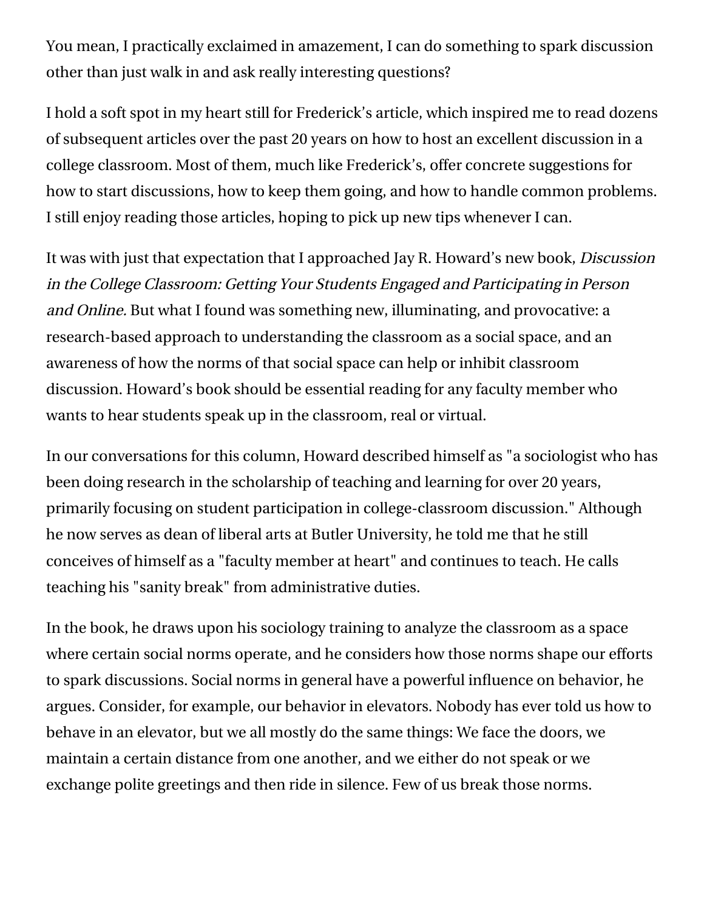You mean, I practically exclaimed in amazement, I can do something to spark discussion other than just walk in and ask really interesting questions?

I hold a soft spot in my heart still for Frederick's article, which inspired me to read dozens of subsequent articles over the past 20 years on how to host an excellent discussion in a college classroom. Most of them, much like Frederick's, offer concrete suggestions for how to start discussions, how to keep them going, and how to handle common problems. I still enjoy reading those articles, hoping to pick up new tips whenever I can.

It was with just that expectation that I approached Jay R. Howard's new book, *Discussion in the College Classroom: Getting Your Students Engaged and Participating in Person and Online.* But what I found was something new, illuminating, and provocative: a research-based approach to understanding the classroom as a social space, and an awareness of how the norms of that social space can help or inhibit classroom discussion. Howard's book should be essential reading for any faculty member who wants to hear students speak up in the classroom, real or virtual.

In our conversations for this column, Howard described himself as "a sociologist who has been doing research in the scholarship of teaching and learning for over 20 years, primarily focusing on student participation in college-classroom discussion." Although he now serves as dean of liberal arts at Butler University, he told me that he still conceives of himself as a "faculty member at heart" and continues to teach. He calls teaching his "sanity break" from administrative duties.

In the book, he draws upon his sociology training to analyze the classroom as a space where certain social norms operate, and he considers how those norms shape our efforts to spark discussions. Social norms in general have a powerful influence on behavior, he argues. Consider, for example, our behavior in elevators. Nobody has ever told us how to behave in an elevator, but we all mostly do the same things: We face the doors, we maintain a certain distance from one another, and we either do not speak or we exchange polite greetings and then ride in silence. Few of us break those norms.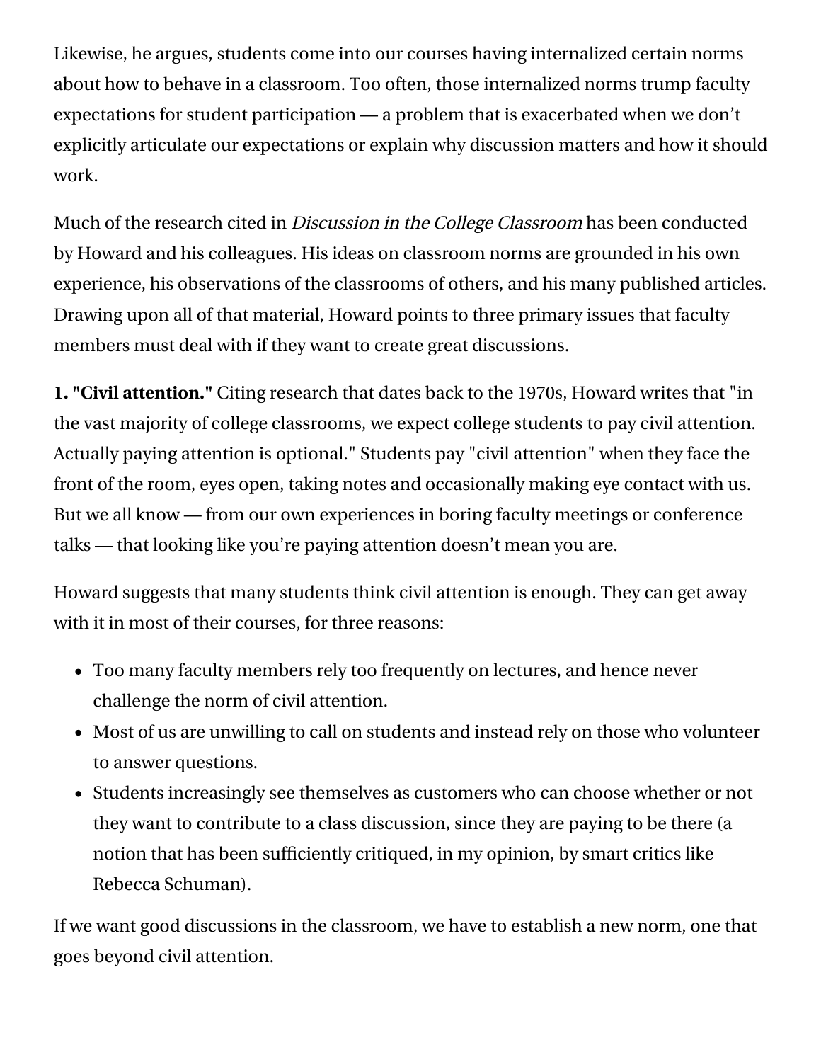Likewise, he argues, students come into our courses having internalized certain norms about how to behave in a classroom. Too often, those internalized norms trump faculty expectations for student participation — a problem that is exacerbated when we don't explicitly articulate our expectations or explain why discussion matters and how it should work.

Much of the research cited in *Discussion in the College Classroom* has been conducted by Howard and his colleagues. His ideas on classroom norms are grounded in his own experience, his observations of the classrooms of others, and his many published articles. Drawing upon all of that material, Howard points to three primary issues that faculty members must deal with if they want to create great discussions.

**1. "Civil attention."** Citing research that dates back to the 1970s, Howard writes that "in the vast majority of college classrooms, we expect college students to pay civil attention. Actually paying attention is optional." Students pay "civil attention" when they face the front of the room, eyes open, taking notes and occasionally making eye contact with us. But we all know — from our own experiences in boring faculty meetings or conference talks — that looking like you're paying attention doesn't mean you are.

Howard suggests that many students think civil attention is enough. They can get away with it in most of their courses, for three reasons:

- Too many faculty members rely too frequently on lectures, and hence never challenge the norm of civil attention.
- Most of us are unwilling to call on students and instead rely on those who volunteer to answer questions.
- Students increasingly see themselves as customers who can choose whether or not they want to contribute to a class discussion, since they are paying to be there (a notion that has been sufficiently critiqued, in my opinion, by smart critics like Rebecca Schuman).

If we want good discussions in the classroom, we have to establish a new norm, one that goes beyond civil attention.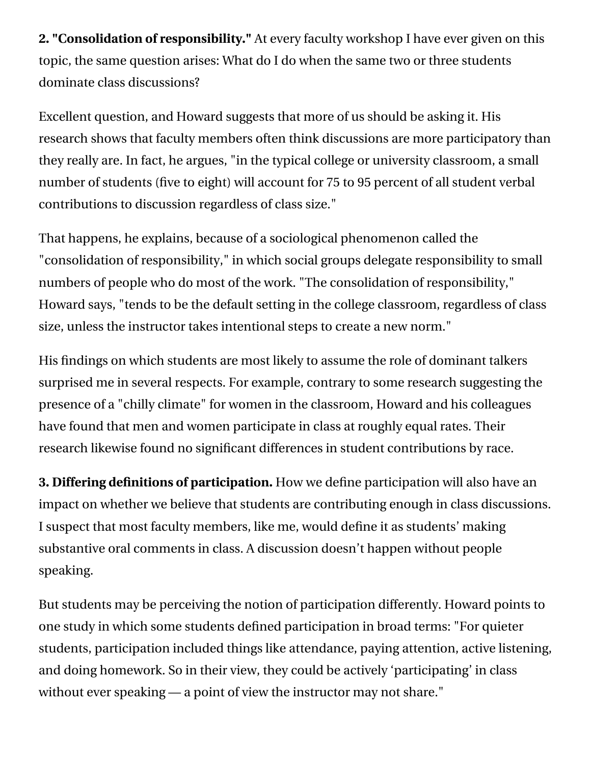**2. "Consolidation of responsibility."** At every faculty workshop I have ever given on this topic, the same question arises: What do I do when the same two or three students dominate class discussions?

Excellent question, and Howard suggests that more of us should be asking it. His research shows that faculty members often think discussions are more participatory than they really are. In fact, he argues, "in the typical college or university classroom, a small number of students (five to eight) will account for 75 to 95 percent of all student verbal contributions to discussion regardless of class size."

That happens, he explains, because of a sociological phenomenon called the "consolidation of responsibility," in which social groups delegate responsibility to small numbers of people who do most of the work. "The consolidation of responsibility," Howard says, "tends to be the default setting in the college classroom, regardless of class size, unless the instructor takes intentional steps to create a new norm."

His findings on which students are most likely to assume the role of dominant talkers surprised me in several respects. For example, contrary to some research suggesting the presence of a "chilly climate" for women in the classroom, Howard and his colleagues have found that men and women participate in class at roughly equal rates. Their research likewise found no significant differences in student contributions by race.

**3. Differing definitions of participation.** How we define participation will also have an impact on whether we believe that students are contributing enough in class discussions. I suspect that most faculty members, like me, would define it as students' making substantive oral comments in class. A discussion doesn't happen without people speaking.

But students may be perceiving the notion of participation differently. Howard points to one study in which some students defined participation in broad terms: "For quieter students, participation included things like attendance, paying attention, active listening, and doing homework. So in their view, they could be actively 'participating' in class without ever speaking — a point of view the instructor may not share."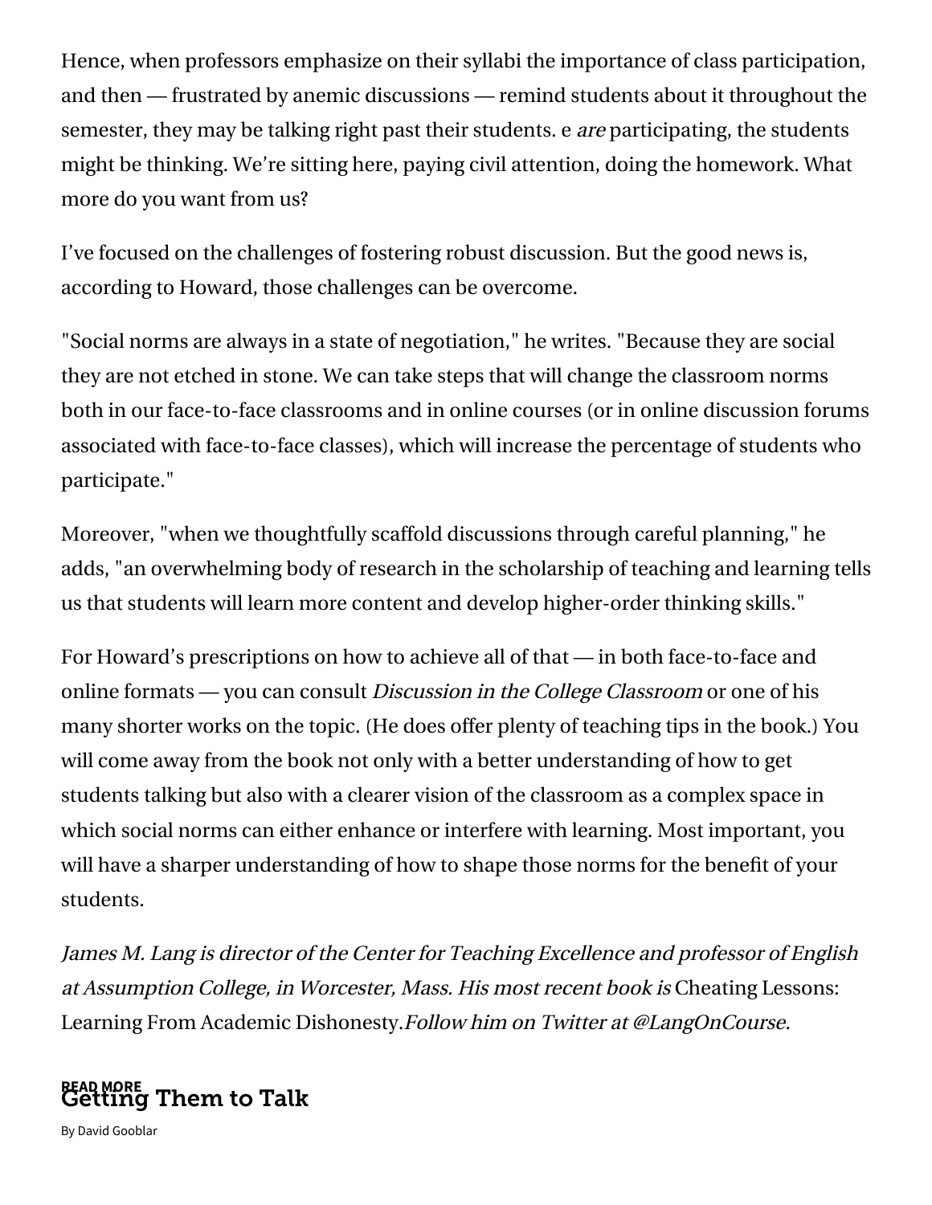Hence, when professors emphasize on their syllabi the importance of class participation, and then — frustrated by anemic discussions — remind students about it throughout the semester, they may be talking right past their students. e *are* participating, the students might be thinking. We're sitting here, paying civil attention, doing the homework. What more do you want from us?

I've focused on the challenges of fostering robust discussion. But the good news is, according to Howard, those challenges can be overcome.

"Social norms are always in a state of negotiation," he writes. "Because they are social they are not etched in stone. We can take steps that will change the classroom norms both in our face-to-face classrooms and in online courses (or in online discussion forums associated with face-to-face classes), which will increase the percentage of students who participate."

Moreover, "when we thoughtfully scaffold discussions through careful planning," he adds, "an overwhelming body of research in the scholarship of teaching and learning tells us that students will learn more content and develop higher-order thinking skills."

For Howard's prescriptions on how to achieve all of that — in both face-to-face and online formats — you can consult *Discussion in the College Classroom* or one of his many shorter works on the topic. (He does offer plenty of teaching tips in the book.) You will come away from the book not only with a better understanding of how to get students talking but also with a clearer vision of the classroom as a complex space in which social norms can either enhance or interfere with learning. Most important, you will have a sharper understanding of how to shape those norms for the benefit of your students.

*James M. Lang is director of the Center for Teaching Excellence and professor of English at Assumption College, in Worcester, Mass. His most recent book is* Cheating Lessons: Learning From Academic Dishonesty.*Follow him on Twitter at @LangOnCourse.*

**READ MORE**

## Getting Them to Talk

By David Gooblar